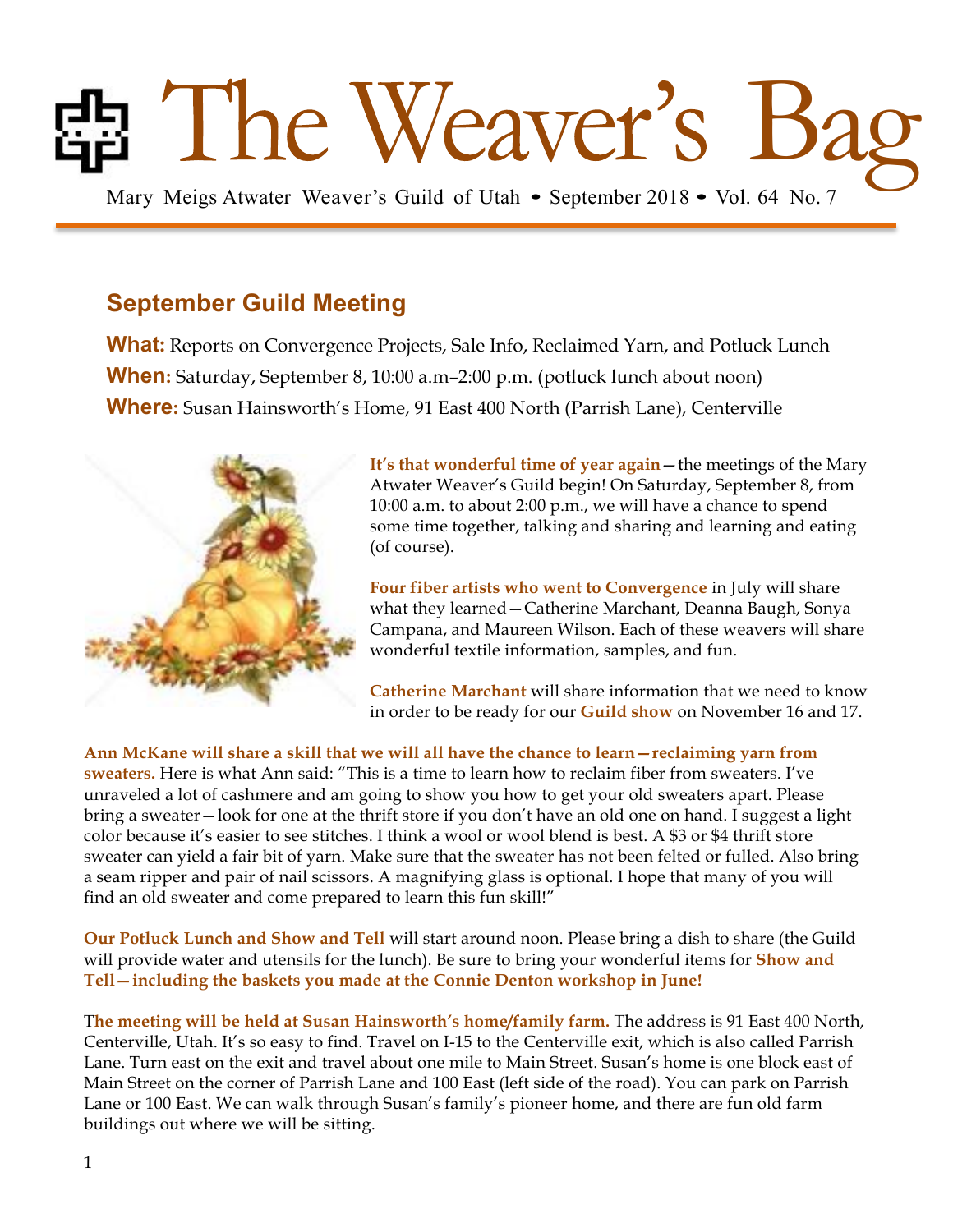# The Weaver's Bag

Mary Meigs Atwater Weaver's Guild of Utah • September 2018 • Vol. 64 No. 7

## September Guild Meeting

**What:** Reports on Convergence Projects, Sale Info, Reclaimed Yarn, and Potluck Lunch

**When:** Saturday, September 8, 10:00 a.m–2:00 p.m. (potluck lunch about noon)

**Where:** Susan Hainsworth's Home, 91 East 400 North (Parrish Lane), Centerville

**It's that wonderful time of year again**—the meetings of the Mary Atwater Weaver's Guild begin! On Saturday, September 8, from 10:00 a.m. to about 2:00 p.m., we will have a chance to spend some time together, talking and sharing and learning and eating (of course).

**Four fiber artists who went to Convergence** in July will share what they learned—Catherine Marchant, Deanna Baugh, Sonya Campana, and Maureen Wilson. Each of these weavers will share wonderful textile information, samples, and fun.

**Catherine Marchant** will share information that we need to know in order to be ready for our **Guild show** on November 16 and 17.

**Ann McKane will share a skill that we will all have the chance to learn—reclaiming yarn from sweaters.** Here is what Ann said: "This is a time to learn how to reclaim fiber from sweaters. I've unraveled a lot of cashmere and am going to show you how to get your old sweaters apart. Please bring a sweater—look for one at the thrift store if you don't have an old one on hand. I suggest a light color because it's easier to see stitches. I think a wool or wool blend is best. A $3 or $4 thrift store sweater can yield a fair bit of yarn. Make sure that the sweater has not been felted or fulled. Also bring a seam ripper and pair of nail scissors. A magnifying glass is optional. I hope that many of you will find an old sweater and come prepared to learn this fun skill!"

**Our Potluck Lunch and Show and Tell** will start around noon. Please bring a dish to share (the Guild will provide water and utensils for the lunch). Be sure to bring your wonderful items for **Show and Tell—including the baskets you made at the Connie Denton workshop in June!**

**The meeting will be held at Susan Hainsworth's home/family farm.** The address is 91 East 400 North, Centerville, Utah. It's so easy to find. Travel on I-15 to the Centerville exit, which is also called Parrish Lane. Turn east on the exit and travel about one mile to Main Street. Susan's home is one block east of Main Street on the corner of Parrish Lane and 100 East (left side of the road). You can park on Parrish Lane or 100 East. We can walk through Susan's family's pioneer home, and there are fun old farm buildings out where we will be sitting.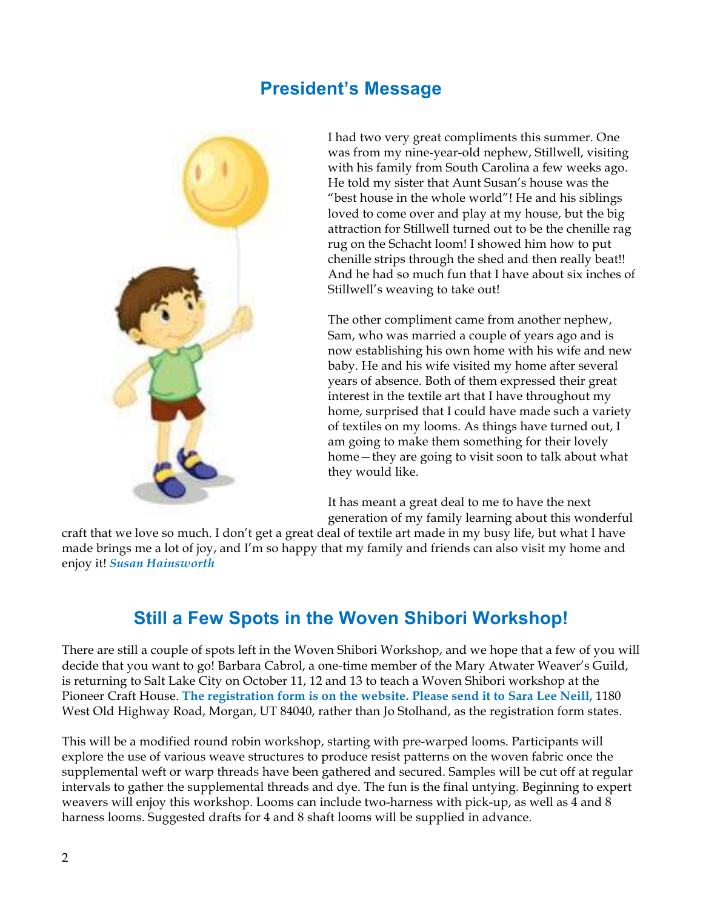## President's Message

I had two very great compliments this summer. One was from my nine-year-old nephew, Stillwell, visiting with his family from South Carolina a few weeks ago. He told my sister that Aunt Susan's house was the "best house in the whole world"! He and his siblings loved to come over and play at my house, but the big attraction for Stillwell turned out to be the chenille rag rug on the Schacht loom! I showed him how to put chenille strips through the shed and then really beat!! And he had so much fun that I have about six inches of Stillwell's weaving to take out!

The other compliment came from another nephew, Sam, who was married a couple of years ago and is now establishing his own home with his wife and new baby. He and his wife visited my home after several years of absence. Both of them expressed their great interest in the textile art that I have throughout my home, surprised that I could have made such a variety of textiles on my looms. As things have turned out, I am going to make them something for their lovely home—they are going to visit soon to talk about what they would like.

It has meant a great deal to me to have the next generation of my family learning about this wonderful craft that we love so much. I don't get a great deal of textile art made in my busy life, but what I have made brings me a lot of joy, and I'm so happy that my family and friends can also visit my home and enjoy it! ***Susan Hainsworth***

## Still a Few Spots in the Woven Shibori Workshop!

There are still a couple of spots left in the Woven Shibori Workshop, and we hope that a few of you will decide that you want to go! Barbara Cabrol, a one-time member of the Mary Atwater Weaver's Guild, is returning to Salt Lake City on October 11, 12 and 13 to teach a Woven Shibori workshop at the Pioneer Craft House. **The registration form is on the website. Please send it to Sara Lee Neill,** 1180 West Old Highway Road, Morgan, UT 84040, rather than Jo Stolhand, as the registration form states.

This will be a modified round robin workshop, starting with pre-warped looms. Participants will explore the use of various weave structures to produce resist patterns on the woven fabric once the supplemental weft or warp threads have been gathered and secured. Samples will be cut off at regular intervals to gather the supplemental threads and dye. The fun is the final untying. Beginning to expert weavers will enjoy this workshop. Looms can include two-harness with pick-up, as well as 4 and 8 harness looms. Suggested drafts for 4 and 8 shaft looms will be supplied in advance.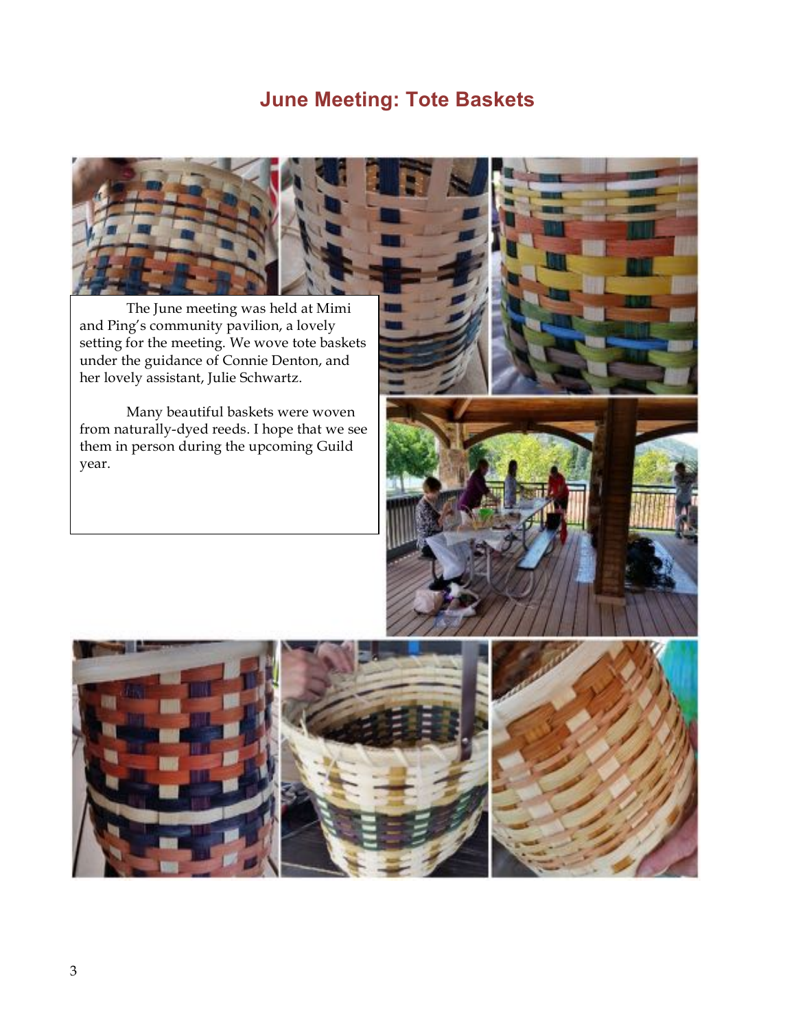## June Meeting: Tote Baskets

The June meeting was held at Mimi and Ping's community pavilion, a lovely setting for the meeting. We wove tote baskets under the guidance of Connie Denton, and her lovely assistant, Julie Schwartz.

Many beautiful baskets were woven from naturally-dyed reeds. I hope that we see them in person during the upcoming Guild year.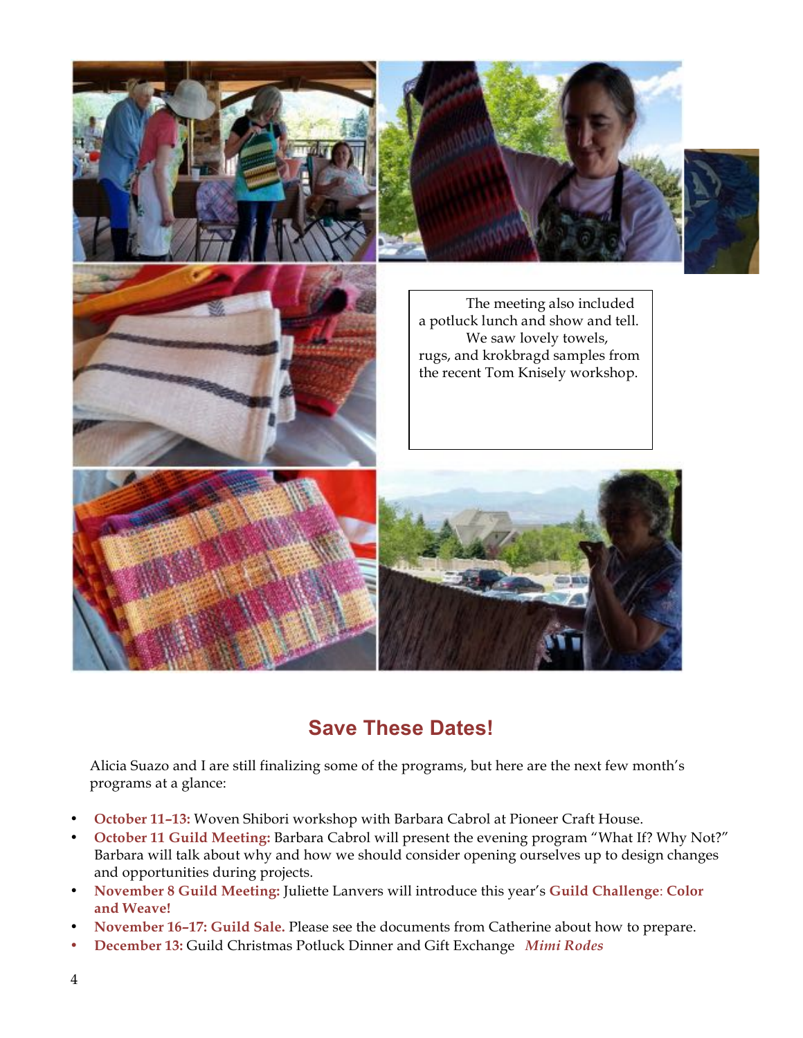The meeting also included a potluck lunch and show and tell. We saw lovely towels, rugs, and krokbragd samples from the recent Tom Knisely workshop.

## Save These Dates!

Alicia Suazo and I are still finalizing some of the programs, but here are the next few month's programs at a glance:

- **October 11–13:** Woven Shibori workshop with Barbara Cabrol at Pioneer Craft House.
- **October 11 Guild Meeting:** Barbara Cabrol will present the evening program "What If? Why Not?" Barbara will talk about why and how we should consider opening ourselves up to design changes and opportunities during projects.
- **November 8 Guild Meeting:** Juliette Lanvers will introduce this year's **Guild Challenge**: **Color and Weave!**
- **November 16–17: Guild Sale.** Please see the documents from Catherine about how to prepare.
- **December 13:** Guild Christmas Potluck Dinner and Gift Exchange ***Mimi Rodes***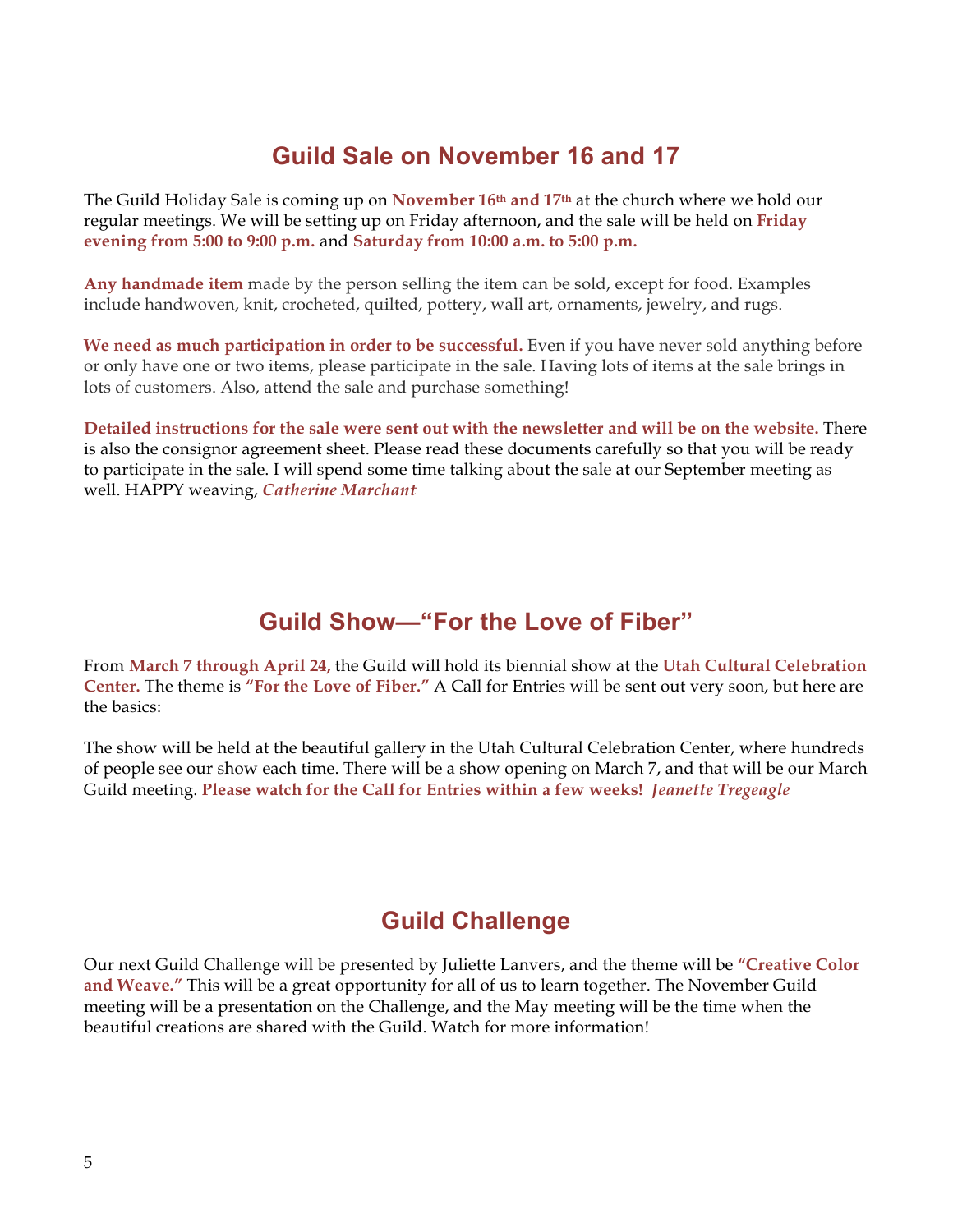## Guild Sale on November 16 and 17

The Guild Holiday Sale is coming up on **November 16th and 17th** at the church where we hold our regular meetings. We will be setting up on Friday afternoon, and the sale will be held on **Friday evening from 5:00 to 9:00 p.m.** and **Saturday from 10:00 a.m. to 5:00 p.m.**

**Any handmade item** made by the person selling the item can be sold, except for food. Examples include handwoven, knit, crocheted, quilted, pottery, wall art, ornaments, jewelry, and rugs.

**We need as much participation in order to be successful.** Even if you have never sold anything before or only have one or two items, please participate in the sale. Having lots of items at the sale brings in lots of customers. Also, attend the sale and purchase something!

**Detailed instructions for the sale were sent out with the newsletter and will be on the website.** There is also the consignor agreement sheet. Please read these documents carefully so that you will be ready to participate in the sale. I will spend some time talking about the sale at our September meeting as well. HAPPY weaving, ***Catherine Marchant***

## Guild Show—"For the Love of Fiber"

From **March 7 through April 24**, the Guild will hold its biennial show at the **Utah Cultural Celebration Center.** The theme is **"For the Love of Fiber."** A Call for Entries will be sent out very soon, but here are the basics:

The show will be held at the beautiful gallery in the Utah Cultural Celebration Center, where hundreds of people see our show each time. There will be a show opening on March 7, and that will be our March Guild meeting. **Please watch for the Call for Entries within a few weeks!** ***Jeanette Tregeagle***

## Guild Challenge

Our next Guild Challenge will be presented by Juliette Lanvers, and the theme will be **"Creative Color and Weave."** This will be a great opportunity for all of us to learn together. The November Guild meeting will be a presentation on the Challenge, and the May meeting will be the time when the beautiful creations are shared with the Guild. Watch for more information!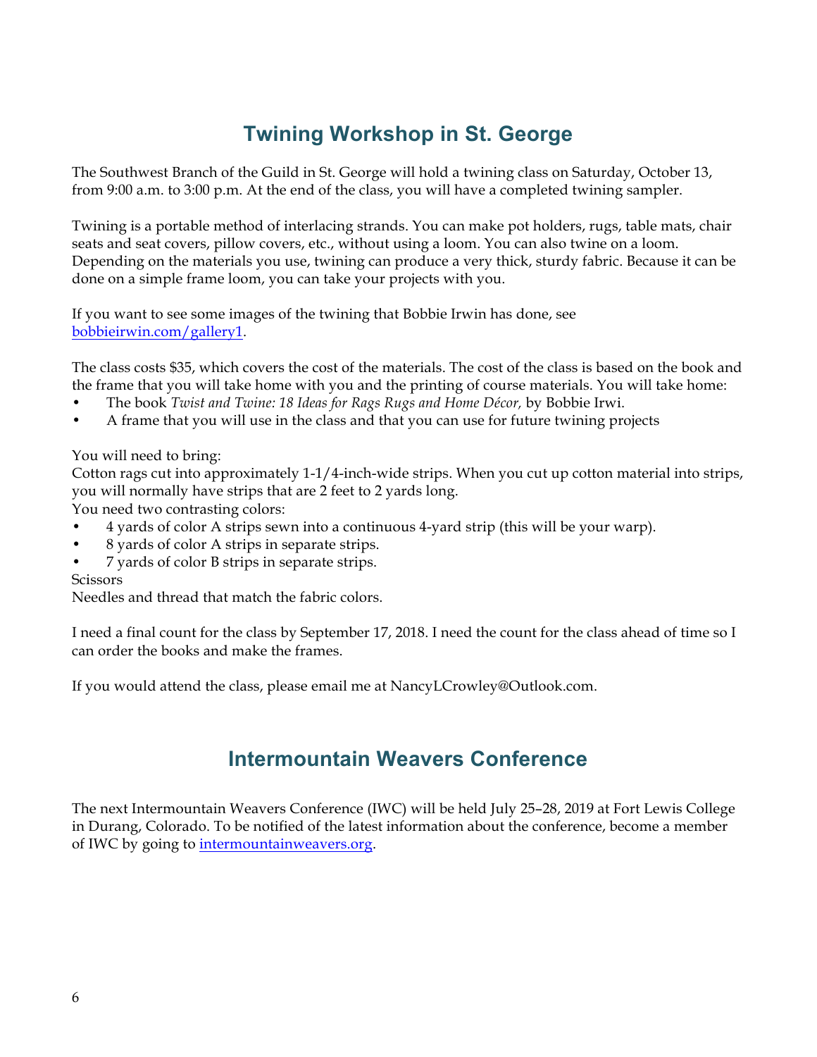## Twining Workshop in St. George

The Southwest Branch of the Guild in St. George will hold a twining class on Saturday, October 13, from 9:00 a.m. to 3:00 p.m. At the end of the class, you will have a completed twining sampler.

Twining is a portable method of interlacing strands. You can make pot holders, rugs, table mats, chair seats and seat covers, pillow covers, etc., without using a loom. You can also twine on a loom. Depending on the materials you use, twining can produce a very thick, sturdy fabric. Because it can be done on a simple frame loom, you can take your projects with you.

If you want to see some images of the twining that Bobbie Irwin has done, see [bobbieirwin.com/gallery1](bobbieirwin.com/gallery1).

The class costs $35, which covers the cost of the materials. The cost of the class is based on the book and the frame that you will take home with you and the printing of course materials. You will take home:

- The book *Twist and Twine: 18 Ideas for Rags Rugs and Home Décor,* by Bobbie Irwi.
- A frame that you will use in the class and that you can use for future twining projects

You will need to bring:

Cotton rags cut into approximately 1-1/4-inch-wide strips. When you cut up cotton material into strips, you will normally have strips that are 2 feet to 2 yards long.

You need two contrasting colors:

- 4 yards of color A strips sewn into a continuous 4-yard strip (this will be your warp).
- 8 yards of color A strips in separate strips.
- 7 yards of color B strips in separate strips.

Scissors

Needles and thread that match the fabric colors.

I need a final count for the class by September 17, 2018. I need the count for the class ahead of time so I can order the books and make the frames.

If you would attend the class, please email me at NancyLCrowley@Outlook.com.

## Intermountain Weavers Conference

The next Intermountain Weavers Conference (IWC) will be held July 25–28, 2019 at Fort Lewis College in Durang, Colorado. To be notified of the latest information about the conference, become a member of IWC by going to [intermountainweavers.org](intermountainweavers.org).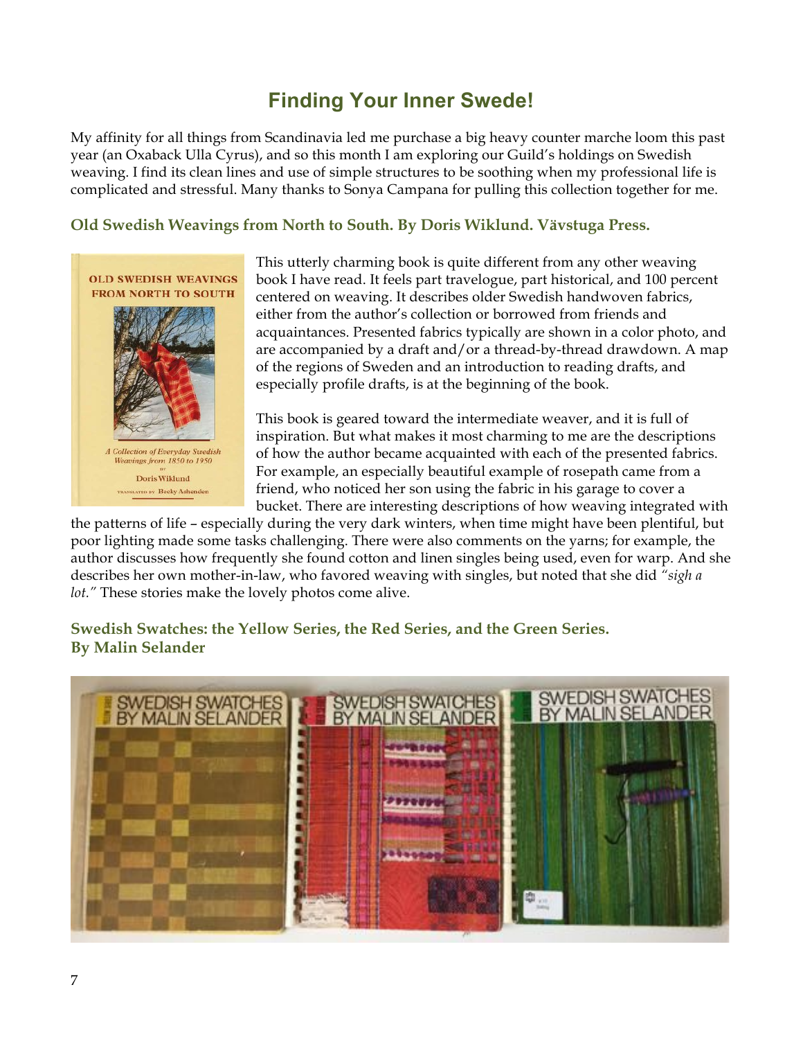# Finding Your Inner Swede!

My affinity for all things from Scandinavia led me purchase a big heavy counter marche loom this past year (an Oxaback Ulla Cyrus), and so this month I am exploring our Guild's holdings on Swedish weaving. I find its clean lines and use of simple structures to be soothing when my professional life is complicated and stressful. Many thanks to Sonya Campana for pulling this collection together for me.

### Old Swedish Weavings from North to South. By Doris Wiklund. Vävstuga Press.

This utterly charming book is quite different from any other weaving book I have read. It feels part travelogue, part historical, and 100 percent centered on weaving. It describes older Swedish handwoven fabrics, either from the author's collection or borrowed from friends and acquaintances. Presented fabrics typically are shown in a color photo, and are accompanied by a draft and/or a thread-by-thread drawdown. A map of the regions of Sweden and an introduction to reading drafts, and especially profile drafts, is at the beginning of the book.

This book is geared toward the intermediate weaver, and it is full of inspiration. But what makes it most charming to me are the descriptions of how the author became acquainted with each of the presented fabrics. For example, an especially beautiful example of rosepath came from a friend, who noticed her son using the fabric in his garage to cover a bucket. There are interesting descriptions of how weaving integrated with the patterns of life – especially during the very dark winters, when time might have been plentiful, but poor lighting made some tasks challenging. There were also comments on the yarns; for example, the author discusses how frequently she found cotton and linen singles being used, even for warp. And she describes her own mother-in-law, who favored weaving with singles, but noted that she did *"sigh a lot."* These stories make the lovely photos come alive.

### Swedish Swatches: the Yellow Series, the Red Series, and the Green Series. By Malin Selander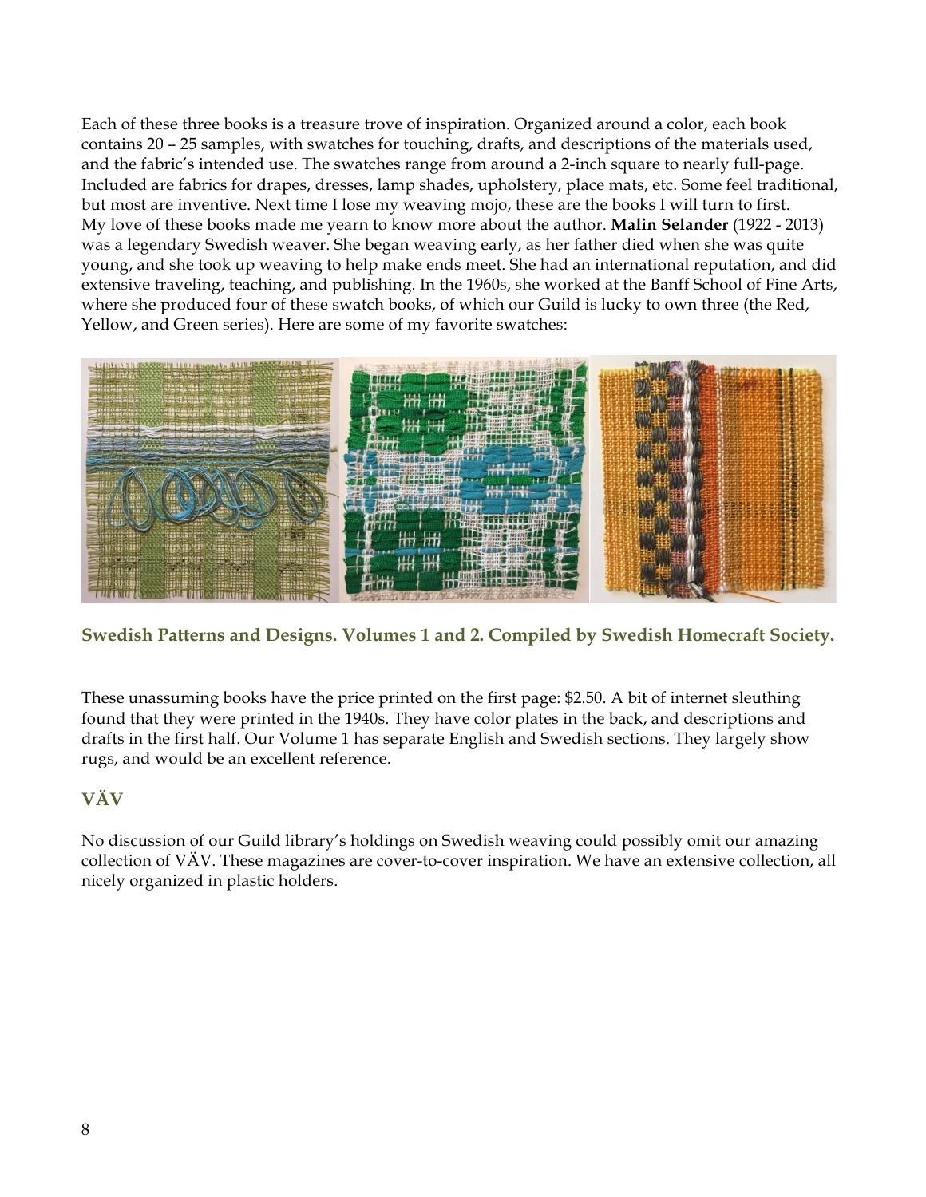Each of these three books is a treasure trove of inspiration. Organized around a color, each book contains 20 – 25 samples, with swatches for touching, drafts, and descriptions of the materials used, and the fabric's intended use. The swatches range from around a 2-inch square to nearly full-page. Included are fabrics for drapes, dresses, lamp shades, upholstery, place mats, etc. Some feel traditional, but most are inventive. Next time I lose my weaving mojo, these are the books I will turn to first.
My love of these books made me yearn to know more about the author. **Malin Selander** (1922 - 2013) was a legendary Swedish weaver. She began weaving early, as her father died when she was quite young, and she took up weaving to help make ends meet. She had an international reputation, and did extensive traveling, teaching, and publishing. In the 1960s, she worked at the Banff School of Fine Arts, where she produced four of these swatch books, of which our Guild is lucky to own three (the Red, Yellow, and Green series). Here are some of my favorite swatches:

### Swedish Patterns and Designs. Volumes 1 and 2. Compiled by Swedish Homecraft Society.

These unassuming books have the price printed on the first page: $2.50. A bit of internet sleuthing found that they were printed in the 1940s. They have color plates in the back, and descriptions and drafts in the first half. Our Volume 1 has separate English and Swedish sections. They largely show rugs, and would be an excellent reference.

### VÄV

No discussion of our Guild library's holdings on Swedish weaving could possibly omit our amazing collection of VÄV. These magazines are cover-to-cover inspiration. We have an extensive collection, all nicely organized in plastic holders.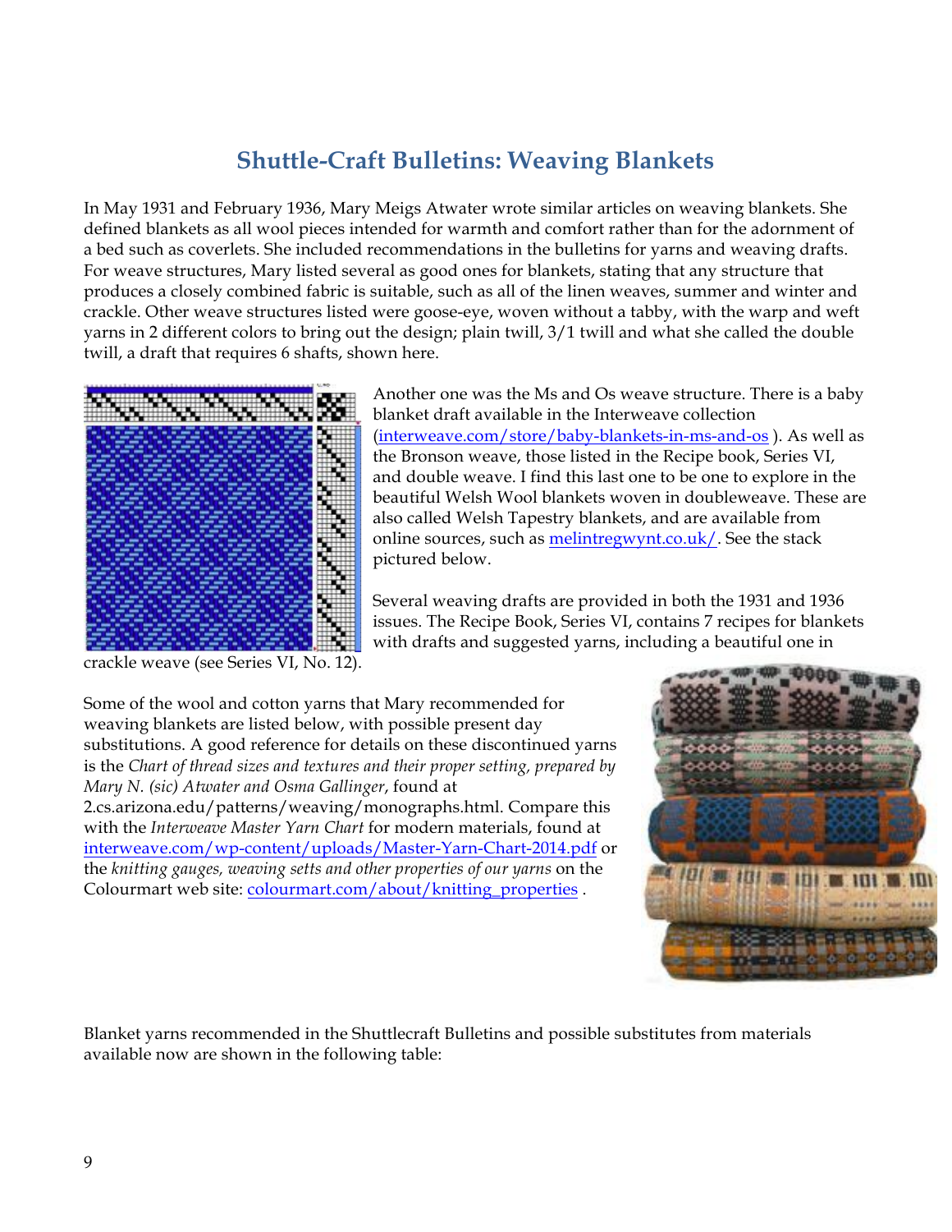# Shuttle-Craft Bulletins: Weaving Blankets

In May 1931 and February 1936, Mary Meigs Atwater wrote similar articles on weaving blankets. She defined blankets as all wool pieces intended for warmth and comfort rather than for the adornment of a bed such as coverlets. She included recommendations in the bulletins for yarns and weaving drafts. For weave structures, Mary listed several as good ones for blankets, stating that any structure that produces a closely combined fabric is suitable, such as all of the linen weaves, summer and winter and crackle. Other weave structures listed were goose-eye, woven without a tabby, with the warp and weft yarns in 2 different colors to bring out the design; plain twill, 3/1 twill and what she called the double twill, a draft that requires 6 shafts, shown here.

Another one was the Ms and Os weave structure. There is a baby blanket draft available in the Interweave collection (interweave.com/store/baby-blankets-in-ms-and-os ). As well as the Bronson weave, those listed in the Recipe book, Series VI, and double weave. I find this last one to be one to explore in the beautiful Welsh Wool blankets woven in doubleweave. These are also called Welsh Tapestry blankets, and are available from online sources, such as melintregwynt.co.uk/. See the stack pictured below.

Several weaving drafts are provided in both the 1931 and 1936 issues. The Recipe Book, Series VI, contains 7 recipes for blankets with drafts and suggested yarns, including a beautiful one in crackle weave (see Series VI, No. 12).

Some of the wool and cotton yarns that Mary recommended for weaving blankets are listed below, with possible present day substitutions. A good reference for details on these discontinued yarns is the *Chart of thread sizes and textures and their proper setting, prepared by Mary N. (sic) Atwater and Osma Gallinger*, found at 2.cs.arizona.edu/patterns/weaving/monographs.html. Compare this with the *Interweave Master Yarn Chart* for modern materials, found at interweave.com/wp-content/uploads/Master-Yarn-Chart-2014.pdf or the *knitting gauges, weaving setts and other properties of our yarns* on the Colourmart web site: colourmart.com/about/knitting_properties .

Blanket yarns recommended in the Shuttlecraft Bulletins and possible substitutes from materials available now are shown in the following table: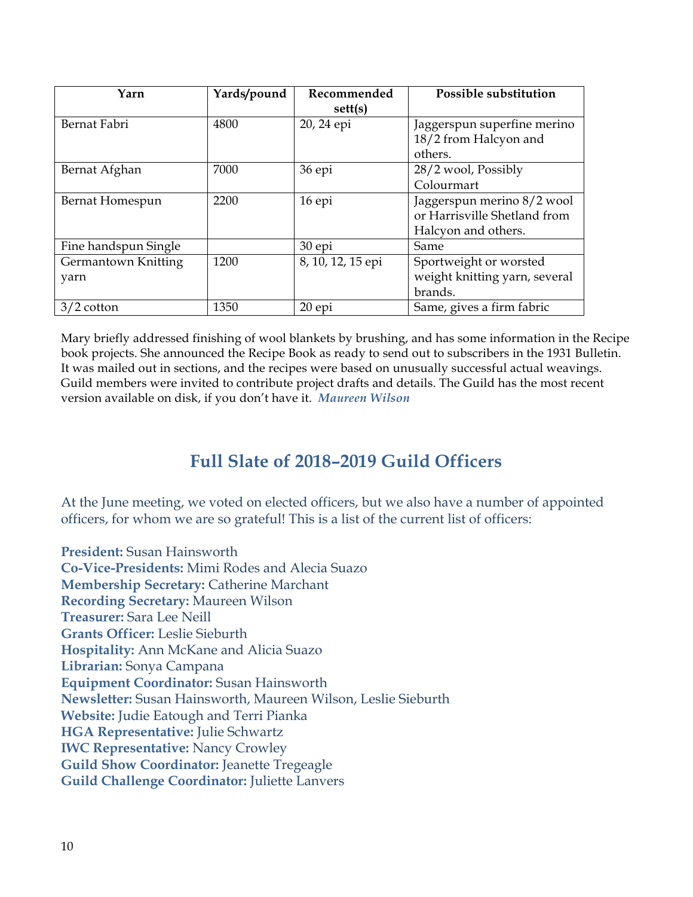| Yarn | Yards/pound | Recommended sett(s) | Possible substitution |
|---|---|---|---|
| Bernat Fabri | 4800 | 20, 24 epi | Jaggerspun superfine merino 18/2 from Halcyon and others. |
| Bernat Afghan | 7000 | 36 epi | 28/2 wool, Possibly Colourmart |
| Bernat Homespun | 2200 | 16 epi | Jaggerspun merino 8/2 wool or Harrisville Shetland from Halcyon and others. |
| Fine handspun Single | | 30 epi | Same |
| Germantown Knitting yarn | 1200 | 8, 10, 12, 15 epi | Sportweight or worsted weight knitting yarn, several brands. |
| 3/2 cotton | 1350 | 20 epi | Same, gives a firm fabric |

Mary briefly addressed finishing of wool blankets by brushing, and has some information in the Recipe book projects. She announced the Recipe Book as ready to send out to subscribers in the 1931 Bulletin. It was mailed out in sections, and the recipes were based on unusually successful actual weavings. Guild members were invited to contribute project drafts and details. The Guild has the most recent version available on disk, if you don't have it. ***Maureen Wilson***

## Full Slate of 2018–2019 Guild Officers

At the June meeting, we voted on elected officers, but we also have a number of appointed officers, for whom we are so grateful! This is a list of the current list of officers:

**President:** Susan Hainsworth
**Co-Vice-Presidents:** Mimi Rodes and Alecia Suazo
**Membership Secretary:** Catherine Marchant
**Recording Secretary:** Maureen Wilson
**Treasurer:** Sara Lee Neill
**Grants Officer:** Leslie Sieburth
**Hospitality:** Ann McKane and Alicia Suazo
**Librarian:** Sonya Campana
**Equipment Coordinator:** Susan Hainsworth
**Newsletter:** Susan Hainsworth, Maureen Wilson, Leslie Sieburth
**Website:** Judie Eatough and Terri Pianka
**HGA Representative:** Julie Schwartz
**IWC Representative:** Nancy Crowley
**Guild Show Coordinator:** Jeanette Tregeagle
**Guild Challenge Coordinator:** Juliette Lanvers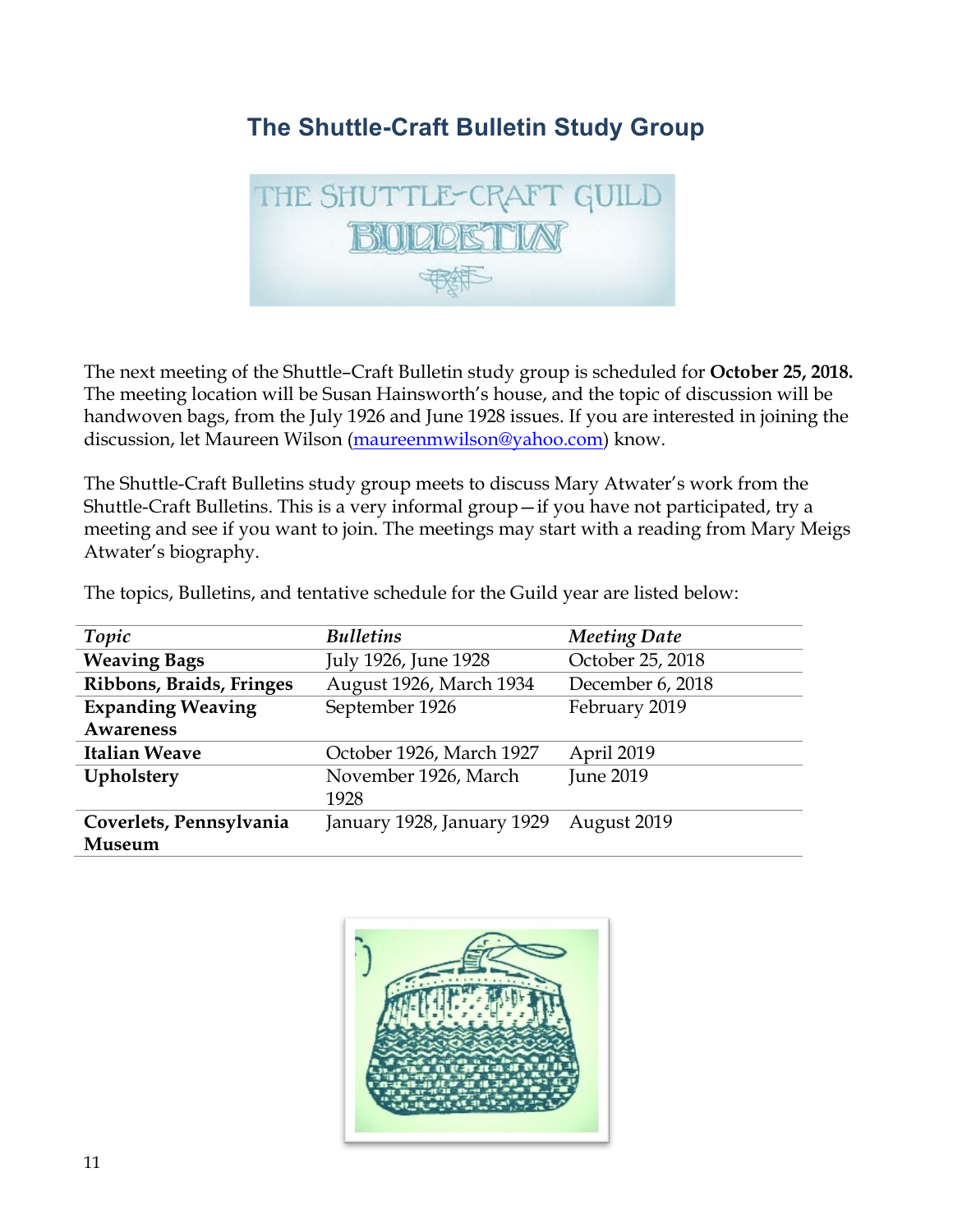## The Shuttle-Craft Bulletin Study Group

The next meeting of the Shuttle–Craft Bulletin study group is scheduled for **October 25, 2018.** The meeting location will be Susan Hainsworth's house, and the topic of discussion will be handwoven bags, from the July 1926 and June 1928 issues. If you are interested in joining the discussion, let Maureen Wilson (maureenmwilson@yahoo.com) know.

The Shuttle-Craft Bulletins study group meets to discuss Mary Atwater's work from the Shuttle-Craft Bulletins. This is a very informal group—if you have not participated, try a meeting and see if you want to join. The meetings may start with a reading from Mary Meigs Atwater's biography.

The topics, Bulletins, and tentative schedule for the Guild year are listed below:

| *Topic* | *Bulletins* | *Meeting Date* |
|---|---|---|
| **Weaving Bags** | July 1926, June 1928 | October 25, 2018 |
| **Ribbons, Braids, Fringes** | August 1926, March 1934 | December 6, 2018 |
| **Expanding Weaving Awareness** | September 1926 | February 2019 |
| **Italian Weave** | October 1926, March 1927 | April 2019 |
| **Upholstery** | November 1926, March 1928 | June 2019 |
| **Coverlets, Pennsylvania Museum** | January 1928, January 1929 | August 2019 |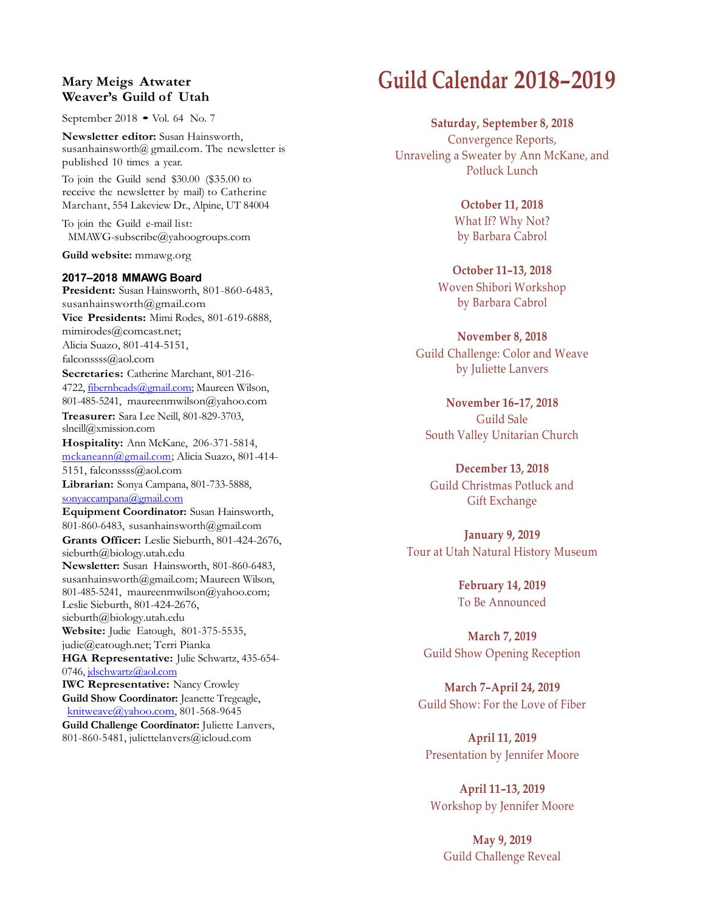**Mary Meigs Atwater Weaver's Guild of Utah**

September 2018 • Vol. 64 No. 7

**Newsletter editor:** Susan Hainsworth, susanhainsworth@ gmail.com. The newsletter is published 10 times a year.

To join the Guild send $30.00 ($35.00 to receive the newsletter by mail) to Catherine Marchant, 554 Lakeview Dr., Alpine, UT 84004

To join the Guild e-mail list: MMAWG-subscribe@yahoogroups.com

**Guild website:** mmawg.org

### 2017–2018 MMAWG Board

**President:** Susan Hainsworth, 801-860-6483, susanhainsworth@gmail.com
**Vice Presidents:** Mimi Rodes, 801-619-6888, mimirodes@comcast.net; Alicia Suazo, 801-414-5151, falconssss@aol.com
**Secretaries:** Catherine Marchant, 801-216-4722, fibernbeads@gmail.com; Maureen Wilson, 801-485-5241, maureenmwilson@yahoo.com
**Treasurer:** Sara Lee Neill, 801-829-3703, slneill@xmission.com
**Hospitality:** Ann McKane, 206-371-5814, mckaneann@gmail.com; Alicia Suazo, 801-414-5151, falconssss@aol.com
**Librarian:** Sonya Campana, 801-733-5888, sonyaccampana@gmail.com
**Equipment Coordinator:** Susan Hainsworth, 801-860-6483, susanhainsworth@gmail.com
**Grants Officer:** Leslie Sieburth, 801-424-2676, sieburth@biology.utah.edu
**Newsletter:** Susan Hainsworth, 801-860-6483, susanhainsworth@gmail.com; Maureen Wilson, 801-485-5241, maureenmwilson@yahoo.com; Leslie Sieburth, 801-424-2676, sieburth@biology.utah.edu
**Website:** Judie Eatough, 801-375-5535, judie@eatough.net; Terri Pianka
**HGA Representative:** Julie Schwartz, 435-654-0746, jdschwartz@aol.com
**IWC Representative:** Nancy Crowley
**Guild Show Coordinator:** Jeanette Tregeagle, knitweave@yahoo.com, 801-568-9645
**Guild Challenge Coordinator:** Juliette Lanvers, 801-860-5481, juliettelanvers@icloud.com

# Guild Calendar 2018–2019

**Saturday, September 8, 2018**
Convergence Reports, Unraveling a Sweater by Ann McKane, and Potluck Lunch

**October 11, 2018**
What If? Why Not? by Barbara Cabrol

**October 11–13, 2018**
Woven Shibori Workshop by Barbara Cabrol

**November 8, 2018**
Guild Challenge: Color and Weave by Juliette Lanvers

**November 16–17, 2018**
Guild Sale
South Valley Unitarian Church

**December 13, 2018**
Guild Christmas Potluck and Gift Exchange

**January 9, 2019**
Tour at Utah Natural History Museum

**February 14, 2019**
To Be Announced

**March 7, 2019**
Guild Show Opening Reception

**March 7–April 24, 2019**
Guild Show: For the Love of Fiber

**April 11, 2019**
Presentation by Jennifer Moore

**April 11–13, 2019**
Workshop by Jennifer Moore

**May 9, 2019**
Guild Challenge Reveal